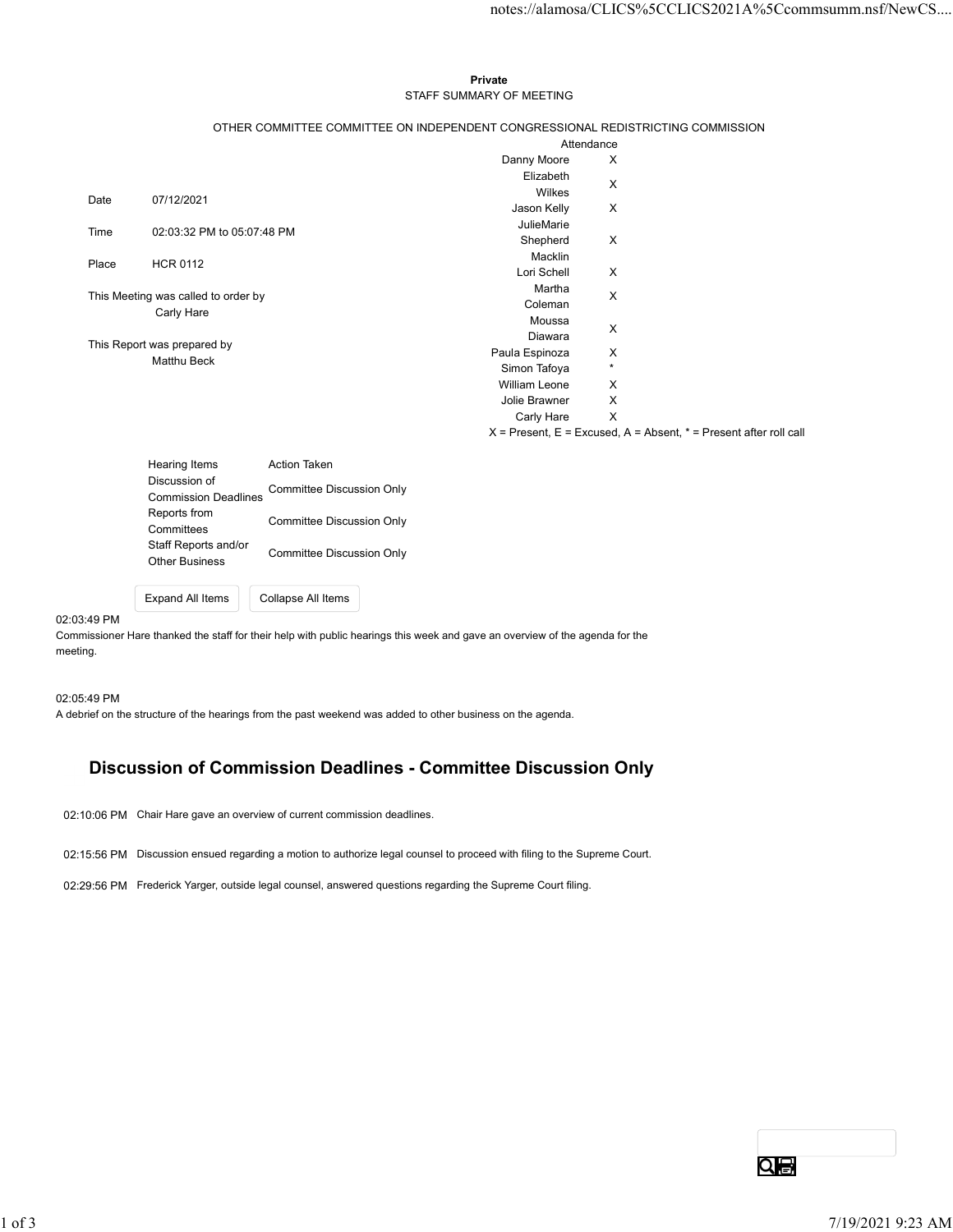**Private**

STAFF SUMMARY OF MEETING

OTHER COMMITTEE COMMITTEE ON INDEPENDENT CONGRESSIONAL REDISTRICTING COMMISSION

| | |
|---|---|
| Date | 07/12/2021 |
| Time | 02:03:32 PM to 05:07:48 PM |
| Place | HCR 0112 |

This Meeting was called to order by
Carly Hare

This Report was prepared by
Matthu Beck

| Attendance | |
|---|---|
| Danny Moore | X |
| Elizabeth Wilkes | X |
| Jason Kelly | X |
| JulieMarie Shepherd Macklin | X |
| Lori Schell | X |
| Martha Coleman | X |
| Moussa Diawara | X |
| Paula Espinoza | X |
| Simon Tafoya | * |
| William Leone | X |
| Jolie Brawner | X |
| Carly Hare | X |

X = Present, E = Excused, A = Absent, * = Present after roll call

| Hearing Items | Action Taken |
|---|---|
| Discussion of Commission Deadlines | Committee Discussion Only |
| Reports from Committees | Committee Discussion Only |
| Staff Reports and/or Other Business | Committee Discussion Only |

02:03:49 PM

Commissioner Hare thanked the staff for their help with public hearings this week and gave an overview of the agenda for the meeting.

02:05:49 PM

A debrief on the structure of the hearings from the past weekend was added to other business on the agenda.

## Discussion of Commission Deadlines - Committee Discussion Only

02:10:06 PM Chair Hare gave an overview of current commission deadlines.

02:15:56 PM Discussion ensued regarding a motion to authorize legal counsel to proceed with filing to the Supreme Court.

02:29:56 PM Frederick Yarger, outside legal counsel, answered questions regarding the Supreme Court filing.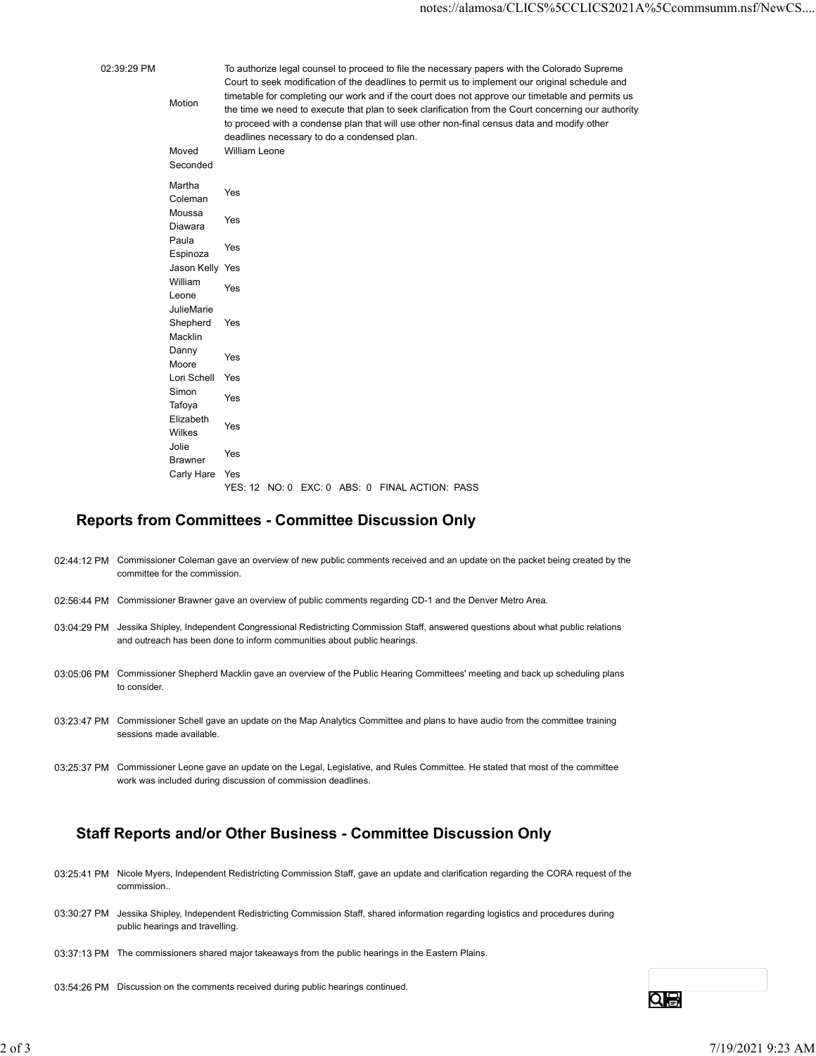| | | |
|---|---|---|
| 02:39:29 PM | Motion | To authorize legal counsel to proceed to file the necessary papers with the Colorado Supreme Court to seek modification of the deadlines to permit us to implement our original schedule and timetable for completing our work and if the court does not approve our timetable and permits us the time we need to execute that plan to seek clarification from the Court concerning our authority to proceed with a condense plan that will use other non-final census data and modify other deadlines necessary to do a condensed plan. |
| | Moved | William Leone |
| | Seconded | |
| | Martha Coleman | Yes |
| | Moussa Diawara | Yes |
| | Paula Espinoza | Yes |
| | Jason Kelly | Yes |
| | William Leone | Yes |
| | JulieMarie Shepherd Macklin | Yes |
| | Danny Moore | Yes |
| | Lori Schell | Yes |
| | Simon Tafoya | Yes |
| | Elizabeth Wilkes | Yes |
| | Jolie Brawner | Yes |
| | Carly Hare | Yes |
| | | YES: 12 NO: 0 EXC: 0 ABS: 0 FINAL ACTION: PASS |

## Reports from Committees - Committee Discussion Only

02:44:12 PM Commissioner Coleman gave an overview of new public comments received and an update on the packet being created by the committee for the commission.

02:56:44 PM Commissioner Brawner gave an overview of public comments regarding CD-1 and the Denver Metro Area.

03:04:29 PM Jessika Shipley, Independent Congressional Redistricting Commission Staff, answered questions about what public relations and outreach has been done to inform communities about public hearings.

03:05:06 PM Commissioner Shepherd Macklin gave an overview of the Public Hearing Committees' meeting and back up scheduling plans to consider.

03:23:47 PM Commissioner Schell gave an update on the Map Analytics Committee and plans to have audio from the committee training sessions made available.

03:25:37 PM Commissioner Leone gave an update on the Legal, Legislative, and Rules Committee. He stated that most of the committee work was included during discussion of commission deadlines.

## Staff Reports and/or Other Business - Committee Discussion Only

03:25:41 PM Nicole Myers, Independent Redistricting Commission Staff, gave an update and clarification regarding the CORA request of the commission..

03:30:27 PM Jessika Shipley, Independent Redistricting Commission Staff, shared information regarding logistics and procedures during public hearings and travelling.

03:37:13 PM The commissioners shared major takeaways from the public hearings in the Eastern Plains.

03:54:26 PM Discussion on the comments received during public hearings continued.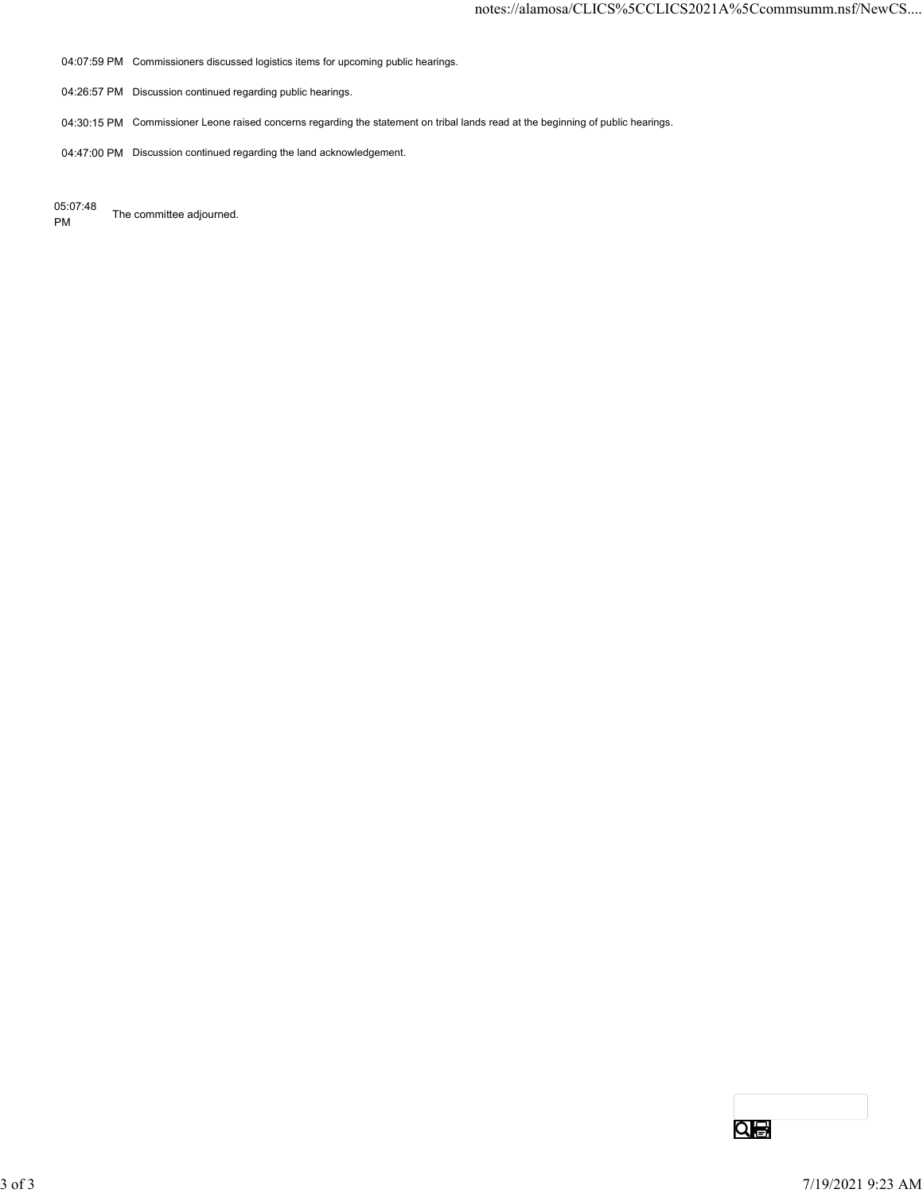| | |
|---|---|
| 04:07:59 PM | Commissioners discussed logistics items for upcoming public hearings. |
| 04:26:57 PM | Discussion continued regarding public hearings. |
| 04:30:15 PM | Commissioner Leone raised concerns regarding the statement on tribal lands read at the beginning of public hearings. |
| 04:47:00 PM | Discussion continued regarding the land acknowledgement. |

| | |
|---|---|
| 05:07:48 PM | The committee adjourned. |